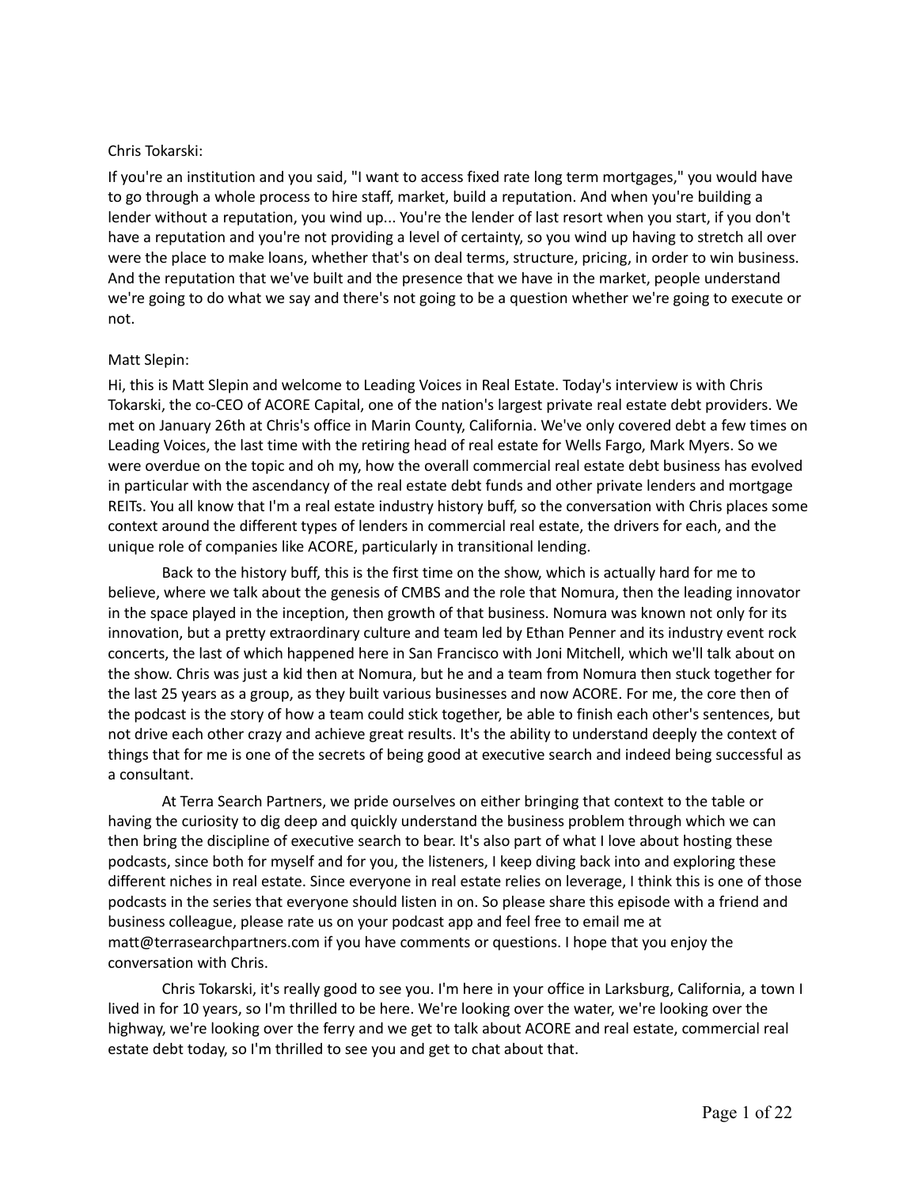Chris Tokarski:

If you're an institution and you said, "I want to access fixed rate long term mortgages," you would have to go through a whole process to hire staff, market, build a reputation. And when you're building a lender without a reputation, you wind up... You're the lender of last resort when you start, if you don't have a reputation and you're not providing a level of certainty, so you wind up having to stretch all over were the place to make loans, whether that's on deal terms, structure, pricing, in order to win business. And the reputation that we've built and the presence that we have in the market, people understand we're going to do what we say and there's not going to be a question whether we're going to execute or not.

Matt Slepin:

Hi, this is Matt Slepin and welcome to Leading Voices in Real Estate. Today's interview is with Chris Tokarski, the co-CEO of ACORE Capital, one of the nation's largest private real estate debt providers. We met on January 26th at Chris's office in Marin County, California. We've only covered debt a few times on Leading Voices, the last time with the retiring head of real estate for Wells Fargo, Mark Myers. So we were overdue on the topic and oh my, how the overall commercial real estate debt business has evolved in particular with the ascendancy of the real estate debt funds and other private lenders and mortgage REITs. You all know that I'm a real estate industry history buff, so the conversation with Chris places some context around the different types of lenders in commercial real estate, the drivers for each, and the unique role of companies like ACORE, particularly in transitional lending.

Back to the history buff, this is the first time on the show, which is actually hard for me to believe, where we talk about the genesis of CMBS and the role that Nomura, then the leading innovator in the space played in the inception, then growth of that business. Nomura was known not only for its innovation, but a pretty extraordinary culture and team led by Ethan Penner and its industry event rock concerts, the last of which happened here in San Francisco with Joni Mitchell, which we'll talk about on the show. Chris was just a kid then at Nomura, but he and a team from Nomura then stuck together for the last 25 years as a group, as they built various businesses and now ACORE. For me, the core then of the podcast is the story of how a team could stick together, be able to finish each other's sentences, but not drive each other crazy and achieve great results. It's the ability to understand deeply the context of things that for me is one of the secrets of being good at executive search and indeed being successful as a consultant.

At Terra Search Partners, we pride ourselves on either bringing that context to the table or having the curiosity to dig deep and quickly understand the business problem through which we can then bring the discipline of executive search to bear. It's also part of what I love about hosting these podcasts, since both for myself and for you, the listeners, I keep diving back into and exploring these different niches in real estate. Since everyone in real estate relies on leverage, I think this is one of those podcasts in the series that everyone should listen in on. So please share this episode with a friend and business colleague, please rate us on your podcast app and feel free to email me at matt@terrasearchpartners.com if you have comments or questions. I hope that you enjoy the conversation with Chris.

Chris Tokarski, it's really good to see you. I'm here in your office in Larksburg, California, a town I lived in for 10 years, so I'm thrilled to be here. We're looking over the water, we're looking over the highway, we're looking over the ferry and we get to talk about ACORE and real estate, commercial real estate debt today, so I'm thrilled to see you and get to chat about that.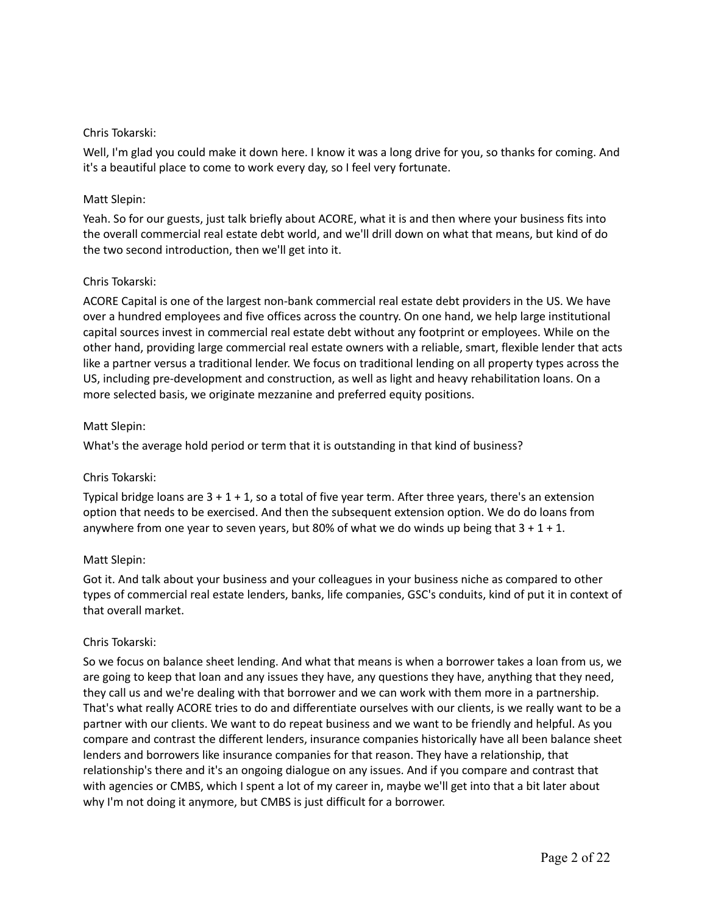Chris Tokarski:

Well, I'm glad you could make it down here. I know it was a long drive for you, so thanks for coming. And it's a beautiful place to come to work every day, so I feel very fortunate.

Matt Slepin:

Yeah. So for our guests, just talk briefly about ACORE, what it is and then where your business fits into the overall commercial real estate debt world, and we'll drill down on what that means, but kind of do the two second introduction, then we'll get into it.

Chris Tokarski:

ACORE Capital is one of the largest non-bank commercial real estate debt providers in the US. We have over a hundred employees and five offices across the country. On one hand, we help large institutional capital sources invest in commercial real estate debt without any footprint or employees. While on the other hand, providing large commercial real estate owners with a reliable, smart, flexible lender that acts like a partner versus a traditional lender. We focus on traditional lending on all property types across the US, including pre-development and construction, as well as light and heavy rehabilitation loans. On a more selected basis, we originate mezzanine and preferred equity positions.

Matt Slepin:

What's the average hold period or term that it is outstanding in that kind of business?

Chris Tokarski:

Typical bridge loans are 3 + 1 + 1, so a total of five year term. After three years, there's an extension option that needs to be exercised. And then the subsequent extension option. We do do loans from anywhere from one year to seven years, but 80% of what we do winds up being that 3 + 1 + 1.

Matt Slepin:

Got it. And talk about your business and your colleagues in your business niche as compared to other types of commercial real estate lenders, banks, life companies, GSC's conduits, kind of put it in context of that overall market.

Chris Tokarski:

So we focus on balance sheet lending. And what that means is when a borrower takes a loan from us, we are going to keep that loan and any issues they have, any questions they have, anything that they need, they call us and we're dealing with that borrower and we can work with them more in a partnership. That's what really ACORE tries to do and differentiate ourselves with our clients, is we really want to be a partner with our clients. We want to do repeat business and we want to be friendly and helpful. As you compare and contrast the different lenders, insurance companies historically have all been balance sheet lenders and borrowers like insurance companies for that reason. They have a relationship, that relationship's there and it's an ongoing dialogue on any issues. And if you compare and contrast that with agencies or CMBS, which I spent a lot of my career in, maybe we'll get into that a bit later about why I'm not doing it anymore, but CMBS is just difficult for a borrower.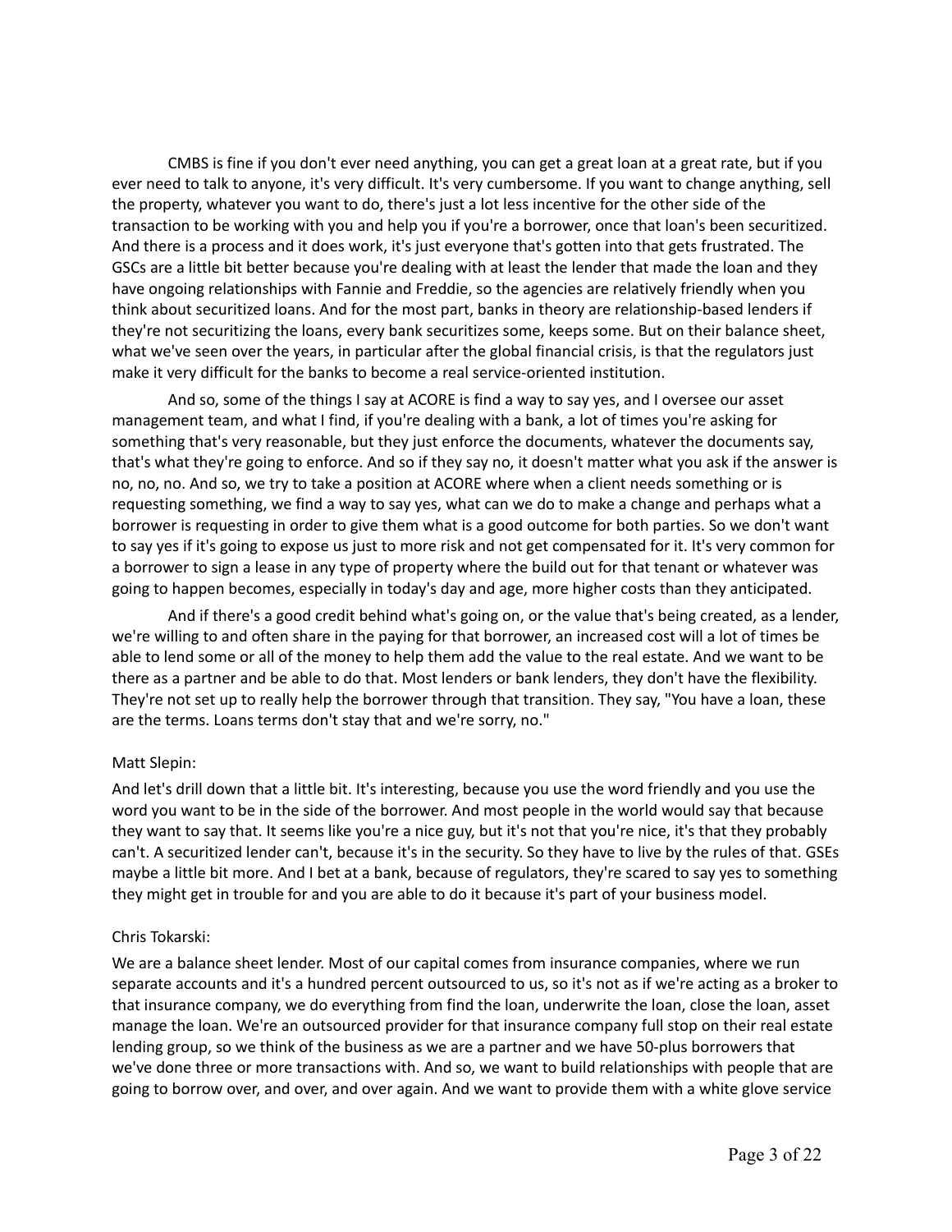CMBS is fine if you don't ever need anything, you can get a great loan at a great rate, but if you ever need to talk to anyone, it's very difficult. It's very cumbersome. If you want to change anything, sell the property, whatever you want to do, there's just a lot less incentive for the other side of the transaction to be working with you and help you if you're a borrower, once that loan's been securitized. And there is a process and it does work, it's just everyone that's gotten into that gets frustrated. The GSCs are a little bit better because you're dealing with at least the lender that made the loan and they have ongoing relationships with Fannie and Freddie, so the agencies are relatively friendly when you think about securitized loans. And for the most part, banks in theory are relationship-based lenders if they're not securitizing the loans, every bank securitizes some, keeps some. But on their balance sheet, what we've seen over the years, in particular after the global financial crisis, is that the regulators just make it very difficult for the banks to become a real service-oriented institution.

And so, some of the things I say at ACORE is find a way to say yes, and I oversee our asset management team, and what I find, if you're dealing with a bank, a lot of times you're asking for something that's very reasonable, but they just enforce the documents, whatever the documents say, that's what they're going to enforce. And so if they say no, it doesn't matter what you ask if the answer is no, no, no. And so, we try to take a position at ACORE where when a client needs something or is requesting something, we find a way to say yes, what can we do to make a change and perhaps what a borrower is requesting in order to give them what is a good outcome for both parties. So we don't want to say yes if it's going to expose us just to more risk and not get compensated for it. It's very common for a borrower to sign a lease in any type of property where the build out for that tenant or whatever was going to happen becomes, especially in today's day and age, more higher costs than they anticipated.

And if there's a good credit behind what's going on, or the value that's being created, as a lender, we're willing to and often share in the paying for that borrower, an increased cost will a lot of times be able to lend some or all of the money to help them add the value to the real estate. And we want to be there as a partner and be able to do that. Most lenders or bank lenders, they don't have the flexibility. They're not set up to really help the borrower through that transition. They say, "You have a loan, these are the terms. Loans terms don't stay that and we're sorry, no."

Matt Slepin:

And let's drill down that a little bit. It's interesting, because you use the word friendly and you use the word you want to be in the side of the borrower. And most people in the world would say that because they want to say that. It seems like you're a nice guy, but it's not that you're nice, it's that they probably can't. A securitized lender can't, because it's in the security. So they have to live by the rules of that. GSEs maybe a little bit more. And I bet at a bank, because of regulators, they're scared to say yes to something they might get in trouble for and you are able to do it because it's part of your business model.

Chris Tokarski:

We are a balance sheet lender. Most of our capital comes from insurance companies, where we run separate accounts and it's a hundred percent outsourced to us, so it's not as if we're acting as a broker to that insurance company, we do everything from find the loan, underwrite the loan, close the loan, asset manage the loan. We're an outsourced provider for that insurance company full stop on their real estate lending group, so we think of the business as we are a partner and we have 50-plus borrowers that we've done three or more transactions with. And so, we want to build relationships with people that are going to borrow over, and over, and over again. And we want to provide them with a white glove service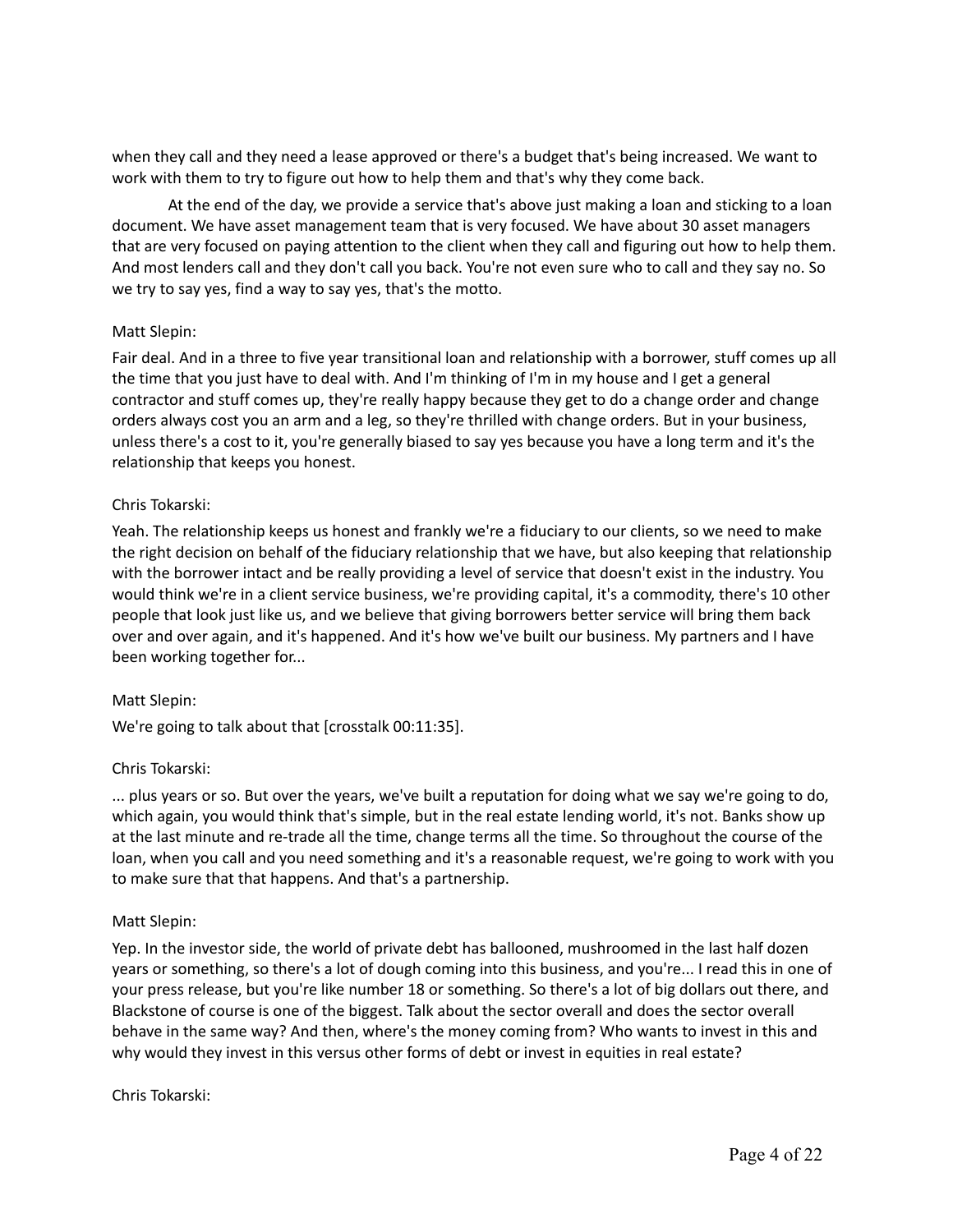when they call and they need a lease approved or there's a budget that's being increased. We want to work with them to try to figure out how to help them and that's why they come back.

At the end of the day, we provide a service that's above just making a loan and sticking to a loan document. We have asset management team that is very focused. We have about 30 asset managers that are very focused on paying attention to the client when they call and figuring out how to help them. And most lenders call and they don't call you back. You're not even sure who to call and they say no. So we try to say yes, find a way to say yes, that's the motto.

Matt Slepin:

Fair deal. And in a three to five year transitional loan and relationship with a borrower, stuff comes up all the time that you just have to deal with. And I'm thinking of I'm in my house and I get a general contractor and stuff comes up, they're really happy because they get to do a change order and change orders always cost you an arm and a leg, so they're thrilled with change orders. But in your business, unless there's a cost to it, you're generally biased to say yes because you have a long term and it's the relationship that keeps you honest.

Chris Tokarski:

Yeah. The relationship keeps us honest and frankly we're a fiduciary to our clients, so we need to make the right decision on behalf of the fiduciary relationship that we have, but also keeping that relationship with the borrower intact and be really providing a level of service that doesn't exist in the industry. You would think we're in a client service business, we're providing capital, it's a commodity, there's 10 other people that look just like us, and we believe that giving borrowers better service will bring them back over and over again, and it's happened. And it's how we've built our business. My partners and I have been working together for...

Matt Slepin:

We're going to talk about that [crosstalk 00:11:35].

Chris Tokarski:

... plus years or so. But over the years, we've built a reputation for doing what we say we're going to do, which again, you would think that's simple, but in the real estate lending world, it's not. Banks show up at the last minute and re-trade all the time, change terms all the time. So throughout the course of the loan, when you call and you need something and it's a reasonable request, we're going to work with you to make sure that that happens. And that's a partnership.

Matt Slepin:

Yep. In the investor side, the world of private debt has ballooned, mushroomed in the last half dozen years or something, so there's a lot of dough coming into this business, and you're... I read this in one of your press release, but you're like number 18 or something. So there's a lot of big dollars out there, and Blackstone of course is one of the biggest. Talk about the sector overall and does the sector overall behave in the same way? And then, where's the money coming from? Who wants to invest in this and why would they invest in this versus other forms of debt or invest in equities in real estate?

Chris Tokarski: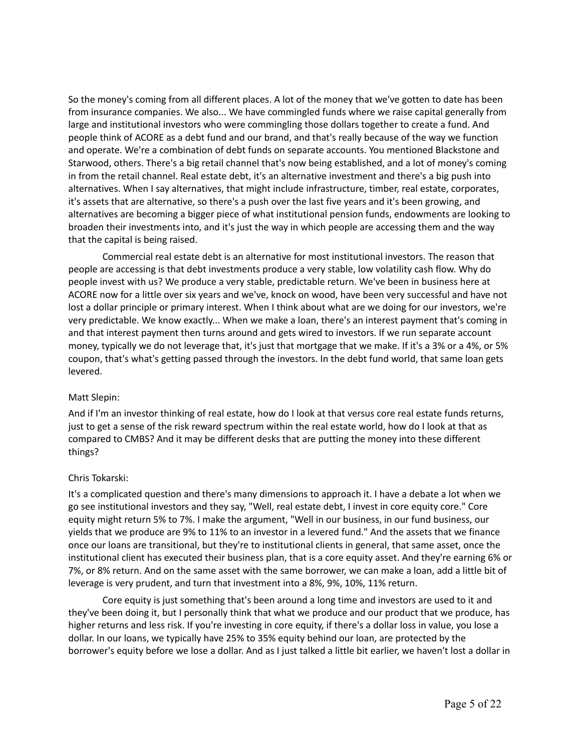So the money's coming from all different places. A lot of the money that we've gotten to date has been from insurance companies. We also... We have commingled funds where we raise capital generally from large and institutional investors who were commingling those dollars together to create a fund. And people think of ACORE as a debt fund and our brand, and that's really because of the way we function and operate. We're a combination of debt funds on separate accounts. You mentioned Blackstone and Starwood, others. There's a big retail channel that's now being established, and a lot of money's coming in from the retail channel. Real estate debt, it's an alternative investment and there's a big push into alternatives. When I say alternatives, that might include infrastructure, timber, real estate, corporates, it's assets that are alternative, so there's a push over the last five years and it's been growing, and alternatives are becoming a bigger piece of what institutional pension funds, endowments are looking to broaden their investments into, and it's just the way in which people are accessing them and the way that the capital is being raised.

Commercial real estate debt is an alternative for most institutional investors. The reason that people are accessing is that debt investments produce a very stable, low volatility cash flow. Why do people invest with us? We produce a very stable, predictable return. We've been in business here at ACORE now for a little over six years and we've, knock on wood, have been very successful and have not lost a dollar principle or primary interest. When I think about what are we doing for our investors, we're very predictable. We know exactly... When we make a loan, there's an interest payment that's coming in and that interest payment then turns around and gets wired to investors. If we run separate account money, typically we do not leverage that, it's just that mortgage that we make. If it's a 3% or a 4%, or 5% coupon, that's what's getting passed through the investors. In the debt fund world, that same loan gets levered.

Matt Slepin:

And if I'm an investor thinking of real estate, how do I look at that versus core real estate funds returns, just to get a sense of the risk reward spectrum within the real estate world, how do I look at that as compared to CMBS? And it may be different desks that are putting the money into these different things?

Chris Tokarski:

It's a complicated question and there's many dimensions to approach it. I have a debate a lot when we go see institutional investors and they say, "Well, real estate debt, I invest in core equity core." Core equity might return 5% to 7%. I make the argument, "Well in our business, in our fund business, our yields that we produce are 9% to 11% to an investor in a levered fund." And the assets that we finance once our loans are transitional, but they're to institutional clients in general, that same asset, once the institutional client has executed their business plan, that is a core equity asset. And they're earning 6% or 7%, or 8% return. And on the same asset with the same borrower, we can make a loan, add a little bit of leverage is very prudent, and turn that investment into a 8%, 9%, 10%, 11% return.

Core equity is just something that's been around a long time and investors are used to it and they've been doing it, but I personally think that what we produce and our product that we produce, has higher returns and less risk. If you're investing in core equity, if there's a dollar loss in value, you lose a dollar. In our loans, we typically have 25% to 35% equity behind our loan, are protected by the borrower's equity before we lose a dollar. And as I just talked a little bit earlier, we haven't lost a dollar in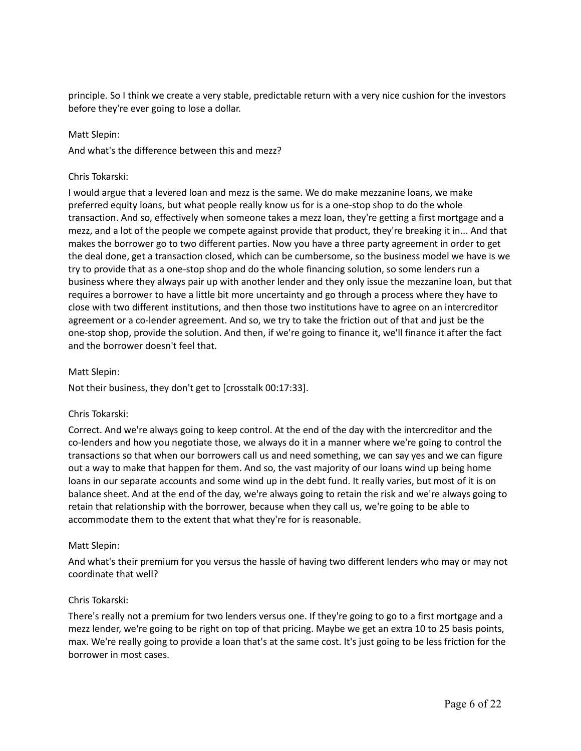principle. So I think we create a very stable, predictable return with a very nice cushion for the investors before they're ever going to lose a dollar.

Matt Slepin:

And what's the difference between this and mezz?

Chris Tokarski:

I would argue that a levered loan and mezz is the same. We do make mezzanine loans, we make preferred equity loans, but what people really know us for is a one-stop shop to do the whole transaction. And so, effectively when someone takes a mezz loan, they're getting a first mortgage and a mezz, and a lot of the people we compete against provide that product, they're breaking it in... And that makes the borrower go to two different parties. Now you have a three party agreement in order to get the deal done, get a transaction closed, which can be cumbersome, so the business model we have is we try to provide that as a one-stop shop and do the whole financing solution, so some lenders run a business where they always pair up with another lender and they only issue the mezzanine loan, but that requires a borrower to have a little bit more uncertainty and go through a process where they have to close with two different institutions, and then those two institutions have to agree on an intercreditor agreement or a co-lender agreement. And so, we try to take the friction out of that and just be the one-stop shop, provide the solution. And then, if we're going to finance it, we'll finance it after the fact and the borrower doesn't feel that.

Matt Slepin:

Not their business, they don't get to [crosstalk 00:17:33].

Chris Tokarski:

Correct. And we're always going to keep control. At the end of the day with the intercreditor and the co-lenders and how you negotiate those, we always do it in a manner where we're going to control the transactions so that when our borrowers call us and need something, we can say yes and we can figure out a way to make that happen for them. And so, the vast majority of our loans wind up being home loans in our separate accounts and some wind up in the debt fund. It really varies, but most of it is on balance sheet. And at the end of the day, we're always going to retain the risk and we're always going to retain that relationship with the borrower, because when they call us, we're going to be able to accommodate them to the extent that what they're for is reasonable.

Matt Slepin:

And what's their premium for you versus the hassle of having two different lenders who may or may not coordinate that well?

Chris Tokarski:

There's really not a premium for two lenders versus one. If they're going to go to a first mortgage and a mezz lender, we're going to be right on top of that pricing. Maybe we get an extra 10 to 25 basis points, max. We're really going to provide a loan that's at the same cost. It's just going to be less friction for the borrower in most cases.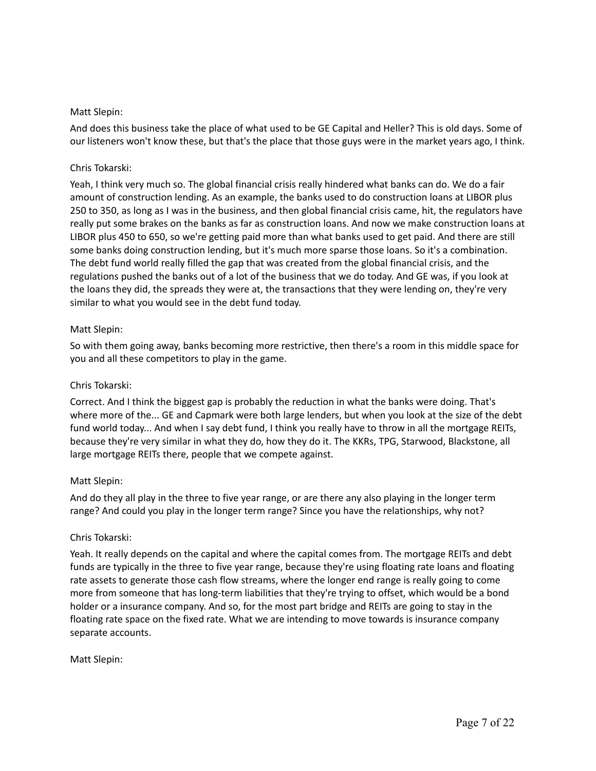Matt Slepin:

And does this business take the place of what used to be GE Capital and Heller? This is old days. Some of our listeners won't know these, but that's the place that those guys were in the market years ago, I think.

Chris Tokarski:

Yeah, I think very much so. The global financial crisis really hindered what banks can do. We do a fair amount of construction lending. As an example, the banks used to do construction loans at LIBOR plus 250 to 350, as long as I was in the business, and then global financial crisis came, hit, the regulators have really put some brakes on the banks as far as construction loans. And now we make construction loans at LIBOR plus 450 to 650, so we're getting paid more than what banks used to get paid. And there are still some banks doing construction lending, but it's much more sparse those loans. So it's a combination. The debt fund world really filled the gap that was created from the global financial crisis, and the regulations pushed the banks out of a lot of the business that we do today. And GE was, if you look at the loans they did, the spreads they were at, the transactions that they were lending on, they're very similar to what you would see in the debt fund today.

Matt Slepin:

So with them going away, banks becoming more restrictive, then there's a room in this middle space for you and all these competitors to play in the game.

Chris Tokarski:

Correct. And I think the biggest gap is probably the reduction in what the banks were doing. That's where more of the... GE and Capmark were both large lenders, but when you look at the size of the debt fund world today... And when I say debt fund, I think you really have to throw in all the mortgage REITs, because they're very similar in what they do, how they do it. The KKRs, TPG, Starwood, Blackstone, all large mortgage REITs there, people that we compete against.

Matt Slepin:

And do they all play in the three to five year range, or are there any also playing in the longer term range? And could you play in the longer term range? Since you have the relationships, why not?

Chris Tokarski:

Yeah. It really depends on the capital and where the capital comes from. The mortgage REITs and debt funds are typically in the three to five year range, because they're using floating rate loans and floating rate assets to generate those cash flow streams, where the longer end range is really going to come more from someone that has long-term liabilities that they're trying to offset, which would be a bond holder or a insurance company. And so, for the most part bridge and REITs are going to stay in the floating rate space on the fixed rate. What we are intending to move towards is insurance company separate accounts.

Matt Slepin: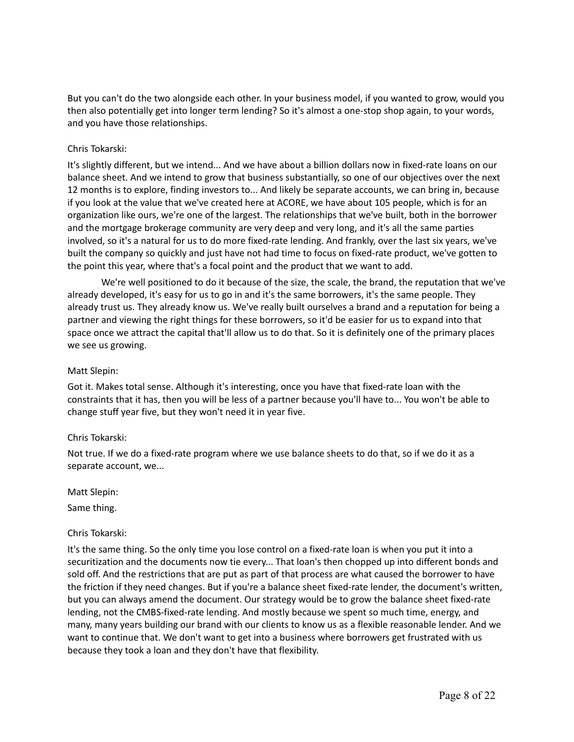But you can't do the two alongside each other. In your business model, if you wanted to grow, would you then also potentially get into longer term lending? So it's almost a one-stop shop again, to your words, and you have those relationships.

Chris Tokarski:

It's slightly different, but we intend... And we have about a billion dollars now in fixed-rate loans on our balance sheet. And we intend to grow that business substantially, so one of our objectives over the next 12 months is to explore, finding investors to... And likely be separate accounts, we can bring in, because if you look at the value that we've created here at ACORE, we have about 105 people, which is for an organization like ours, we're one of the largest. The relationships that we've built, both in the borrower and the mortgage brokerage community are very deep and very long, and it's all the same parties involved, so it's a natural for us to do more fixed-rate lending. And frankly, over the last six years, we've built the company so quickly and just have not had time to focus on fixed-rate product, we've gotten to the point this year, where that's a focal point and the product that we want to add.

We're well positioned to do it because of the size, the scale, the brand, the reputation that we've already developed, it's easy for us to go in and it's the same borrowers, it's the same people. They already trust us. They already know us. We've really built ourselves a brand and a reputation for being a partner and viewing the right things for these borrowers, so it'd be easier for us to expand into that space once we attract the capital that'll allow us to do that. So it is definitely one of the primary places we see us growing.

Matt Slepin:

Got it. Makes total sense. Although it's interesting, once you have that fixed-rate loan with the constraints that it has, then you will be less of a partner because you'll have to... You won't be able to change stuff year five, but they won't need it in year five.

Chris Tokarski:

Not true. If we do a fixed-rate program where we use balance sheets to do that, so if we do it as a separate account, we...

Matt Slepin:

Same thing.

Chris Tokarski:

It's the same thing. So the only time you lose control on a fixed-rate loan is when you put it into a securitization and the documents now tie every... That loan's then chopped up into different bonds and sold off. And the restrictions that are put as part of that process are what caused the borrower to have the friction if they need changes. But if you're a balance sheet fixed-rate lender, the document's written, but you can always amend the document. Our strategy would be to grow the balance sheet fixed-rate lending, not the CMBS-fixed-rate lending. And mostly because we spent so much time, energy, and many, many years building our brand with our clients to know us as a flexible reasonable lender. And we want to continue that. We don't want to get into a business where borrowers get frustrated with us because they took a loan and they don't have that flexibility.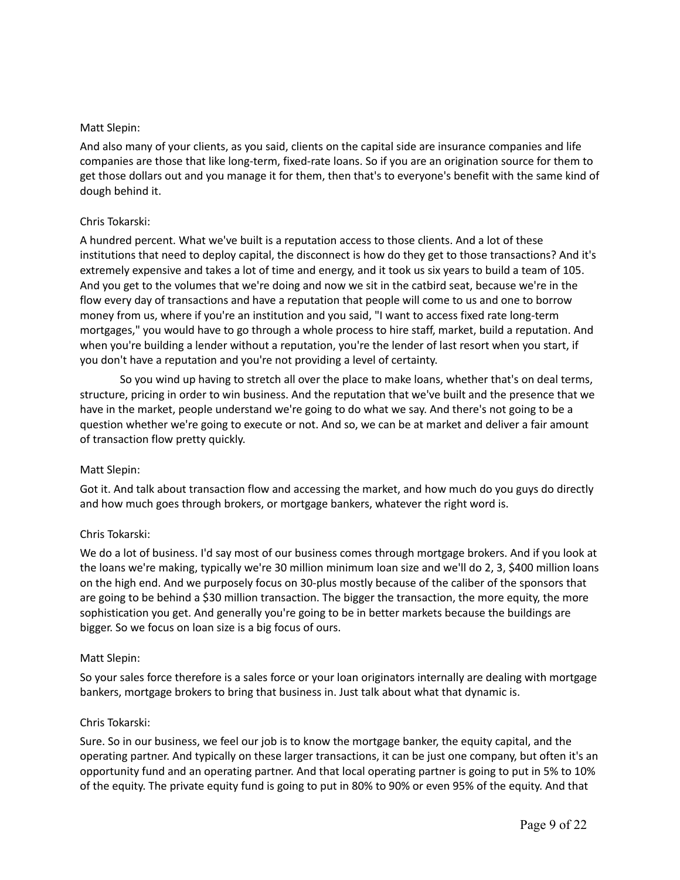Matt Slepin:

And also many of your clients, as you said, clients on the capital side are insurance companies and life companies are those that like long-term, fixed-rate loans. So if you are an origination source for them to get those dollars out and you manage it for them, then that's to everyone's benefit with the same kind of dough behind it.

Chris Tokarski:

A hundred percent. What we've built is a reputation access to those clients. And a lot of these institutions that need to deploy capital, the disconnect is how do they get to those transactions? And it's extremely expensive and takes a lot of time and energy, and it took us six years to build a team of 105. And you get to the volumes that we're doing and now we sit in the catbird seat, because we're in the flow every day of transactions and have a reputation that people will come to us and one to borrow money from us, where if you're an institution and you said, "I want to access fixed rate long-term mortgages," you would have to go through a whole process to hire staff, market, build a reputation. And when you're building a lender without a reputation, you're the lender of last resort when you start, if you don't have a reputation and you're not providing a level of certainty.

So you wind up having to stretch all over the place to make loans, whether that's on deal terms, structure, pricing in order to win business. And the reputation that we've built and the presence that we have in the market, people understand we're going to do what we say. And there's not going to be a question whether we're going to execute or not. And so, we can be at market and deliver a fair amount of transaction flow pretty quickly.

Matt Slepin:

Got it. And talk about transaction flow and accessing the market, and how much do you guys do directly and how much goes through brokers, or mortgage bankers, whatever the right word is.

Chris Tokarski:

We do a lot of business. I'd say most of our business comes through mortgage brokers. And if you look at the loans we're making, typically we're 30 million minimum loan size and we'll do 2, 3, $400 million loans on the high end. And we purposely focus on 30-plus mostly because of the caliber of the sponsors that are going to be behind a $30 million transaction. The bigger the transaction, the more equity, the more sophistication you get. And generally you're going to be in better markets because the buildings are bigger. So we focus on loan size is a big focus of ours.

Matt Slepin:

So your sales force therefore is a sales force or your loan originators internally are dealing with mortgage bankers, mortgage brokers to bring that business in. Just talk about what that dynamic is.

Chris Tokarski:

Sure. So in our business, we feel our job is to know the mortgage banker, the equity capital, and the operating partner. And typically on these larger transactions, it can be just one company, but often it's an opportunity fund and an operating partner. And that local operating partner is going to put in 5% to 10% of the equity. The private equity fund is going to put in 80% to 90% or even 95% of the equity. And that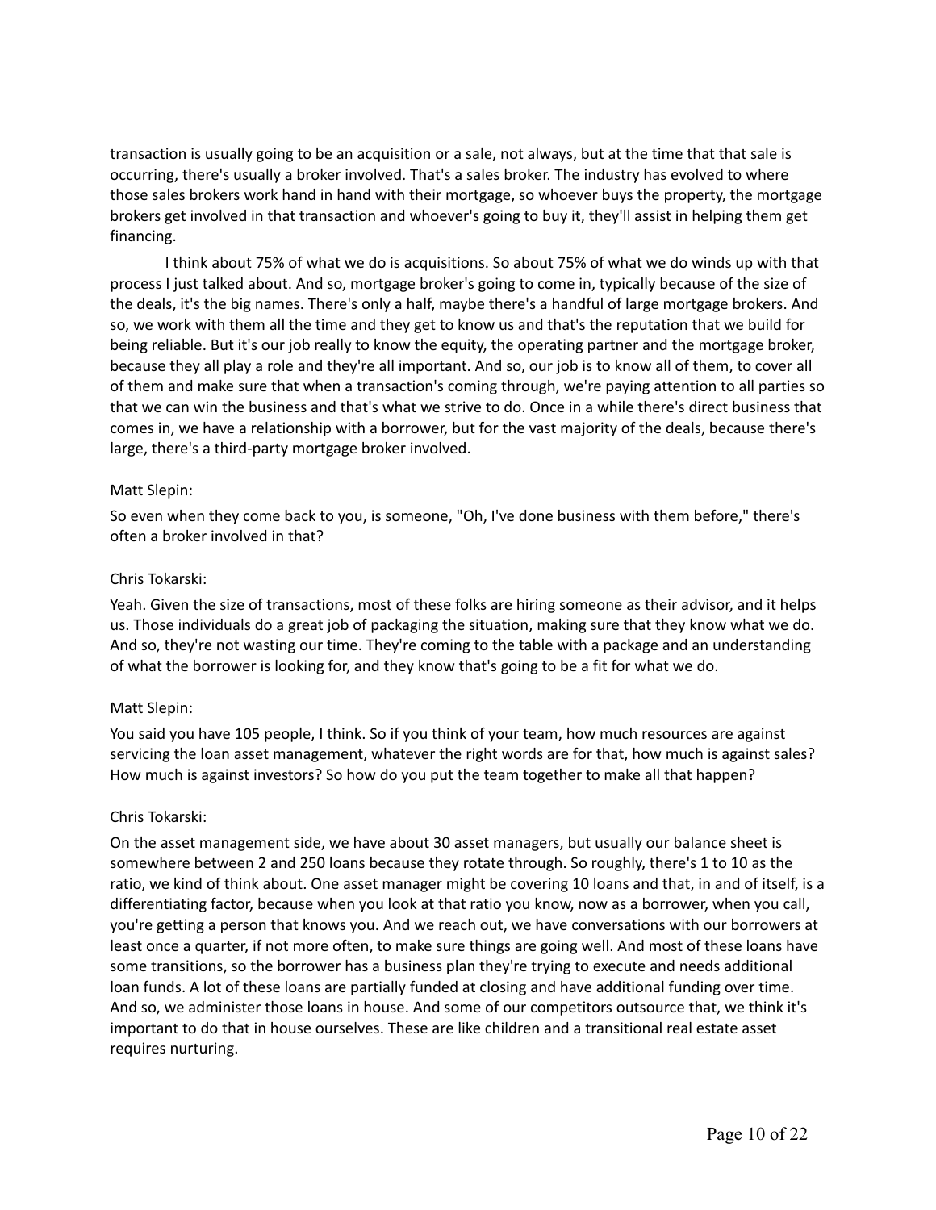transaction is usually going to be an acquisition or a sale, not always, but at the time that that sale is occurring, there's usually a broker involved. That's a sales broker. The industry has evolved to where those sales brokers work hand in hand with their mortgage, so whoever buys the property, the mortgage brokers get involved in that transaction and whoever's going to buy it, they'll assist in helping them get financing.

I think about 75% of what we do is acquisitions. So about 75% of what we do winds up with that process I just talked about. And so, mortgage broker's going to come in, typically because of the size of the deals, it's the big names. There's only a half, maybe there's a handful of large mortgage brokers. And so, we work with them all the time and they get to know us and that's the reputation that we build for being reliable. But it's our job really to know the equity, the operating partner and the mortgage broker, because they all play a role and they're all important. And so, our job is to know all of them, to cover all of them and make sure that when a transaction's coming through, we're paying attention to all parties so that we can win the business and that's what we strive to do. Once in a while there's direct business that comes in, we have a relationship with a borrower, but for the vast majority of the deals, because there's large, there's a third-party mortgage broker involved.

Matt Slepin:

So even when they come back to you, is someone, "Oh, I've done business with them before," there's often a broker involved in that?

Chris Tokarski:

Yeah. Given the size of transactions, most of these folks are hiring someone as their advisor, and it helps us. Those individuals do a great job of packaging the situation, making sure that they know what we do. And so, they're not wasting our time. They're coming to the table with a package and an understanding of what the borrower is looking for, and they know that's going to be a fit for what we do.

Matt Slepin:

You said you have 105 people, I think. So if you think of your team, how much resources are against servicing the loan asset management, whatever the right words are for that, how much is against sales? How much is against investors? So how do you put the team together to make all that happen?

Chris Tokarski:

On the asset management side, we have about 30 asset managers, but usually our balance sheet is somewhere between 2 and 250 loans because they rotate through. So roughly, there's 1 to 10 as the ratio, we kind of think about. One asset manager might be covering 10 loans and that, in and of itself, is a differentiating factor, because when you look at that ratio you know, now as a borrower, when you call, you're getting a person that knows you. And we reach out, we have conversations with our borrowers at least once a quarter, if not more often, to make sure things are going well. And most of these loans have some transitions, so the borrower has a business plan they're trying to execute and needs additional loan funds. A lot of these loans are partially funded at closing and have additional funding over time. And so, we administer those loans in house. And some of our competitors outsource that, we think it's important to do that in house ourselves. These are like children and a transitional real estate asset requires nurturing.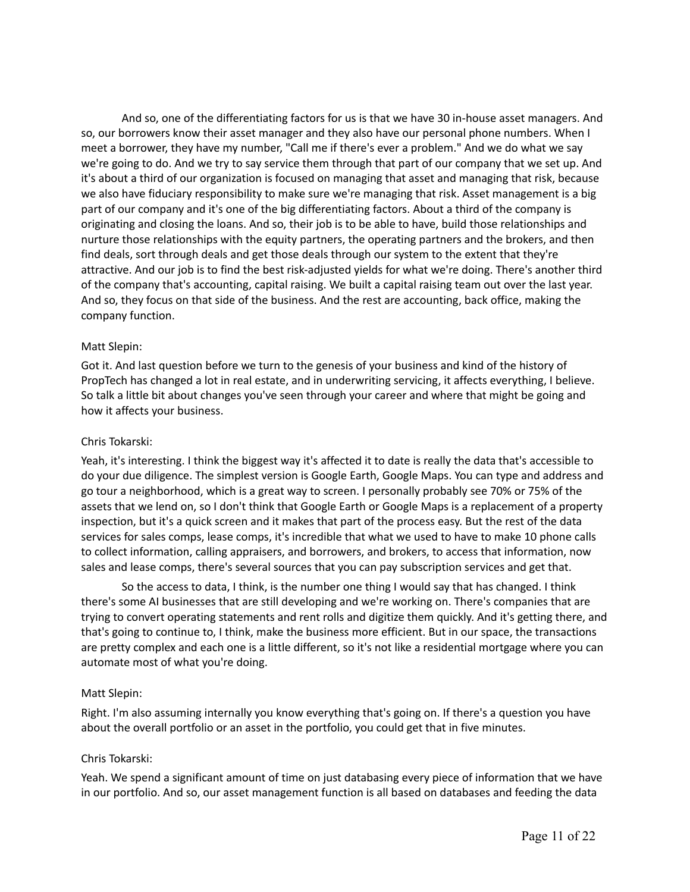And so, one of the differentiating factors for us is that we have 30 in-house asset managers. And so, our borrowers know their asset manager and they also have our personal phone numbers. When I meet a borrower, they have my number, "Call me if there's ever a problem." And we do what we say we're going to do. And we try to say service them through that part of our company that we set up. And it's about a third of our organization is focused on managing that asset and managing that risk, because we also have fiduciary responsibility to make sure we're managing that risk. Asset management is a big part of our company and it's one of the big differentiating factors. About a third of the company is originating and closing the loans. And so, their job is to be able to have, build those relationships and nurture those relationships with the equity partners, the operating partners and the brokers, and then find deals, sort through deals and get those deals through our system to the extent that they're attractive. And our job is to find the best risk-adjusted yields for what we're doing. There's another third of the company that's accounting, capital raising. We built a capital raising team out over the last year. And so, they focus on that side of the business. And the rest are accounting, back office, making the company function.

Matt Slepin:

Got it. And last question before we turn to the genesis of your business and kind of the history of PropTech has changed a lot in real estate, and in underwriting servicing, it affects everything, I believe. So talk a little bit about changes you've seen through your career and where that might be going and how it affects your business.

Chris Tokarski:

Yeah, it's interesting. I think the biggest way it's affected it to date is really the data that's accessible to do your due diligence. The simplest version is Google Earth, Google Maps. You can type and address and go tour a neighborhood, which is a great way to screen. I personally probably see 70% or 75% of the assets that we lend on, so I don't think that Google Earth or Google Maps is a replacement of a property inspection, but it's a quick screen and it makes that part of the process easy. But the rest of the data services for sales comps, lease comps, it's incredible that what we used to have to make 10 phone calls to collect information, calling appraisers, and borrowers, and brokers, to access that information, now sales and lease comps, there's several sources that you can pay subscription services and get that.

So the access to data, I think, is the number one thing I would say that has changed. I think there's some AI businesses that are still developing and we're working on. There's companies that are trying to convert operating statements and rent rolls and digitize them quickly. And it's getting there, and that's going to continue to, I think, make the business more efficient. But in our space, the transactions are pretty complex and each one is a little different, so it's not like a residential mortgage where you can automate most of what you're doing.

Matt Slepin:

Right. I'm also assuming internally you know everything that's going on. If there's a question you have about the overall portfolio or an asset in the portfolio, you could get that in five minutes.

Chris Tokarski:

Yeah. We spend a significant amount of time on just databasing every piece of information that we have in our portfolio. And so, our asset management function is all based on databases and feeding the data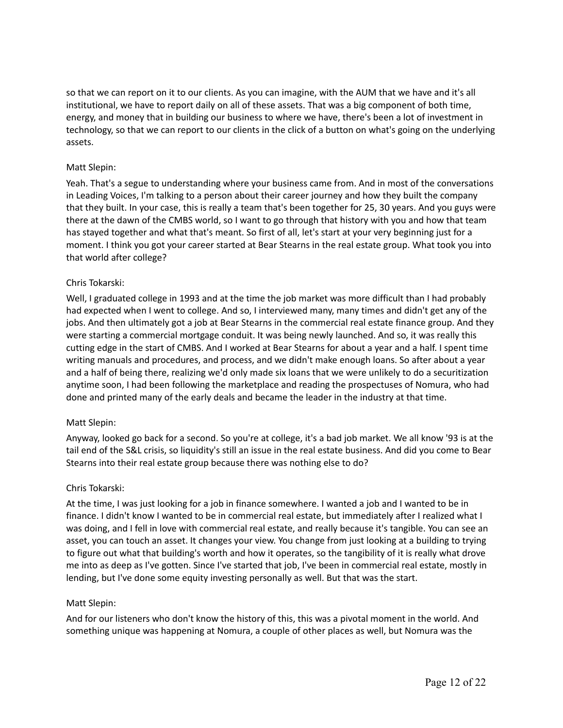so that we can report on it to our clients. As you can imagine, with the AUM that we have and it's all institutional, we have to report daily on all of these assets. That was a big component of both time, energy, and money that in building our business to where we have, there's been a lot of investment in technology, so that we can report to our clients in the click of a button on what's going on the underlying assets.

Matt Slepin:

Yeah. That's a segue to understanding where your business came from. And in most of the conversations in Leading Voices, I'm talking to a person about their career journey and how they built the company that they built. In your case, this is really a team that's been together for 25, 30 years. And you guys were there at the dawn of the CMBS world, so I want to go through that history with you and how that team has stayed together and what that's meant. So first of all, let's start at your very beginning just for a moment. I think you got your career started at Bear Stearns in the real estate group. What took you into that world after college?

Chris Tokarski:

Well, I graduated college in 1993 and at the time the job market was more difficult than I had probably had expected when I went to college. And so, I interviewed many, many times and didn't get any of the jobs. And then ultimately got a job at Bear Stearns in the commercial real estate finance group. And they were starting a commercial mortgage conduit. It was being newly launched. And so, it was really this cutting edge in the start of CMBS. And I worked at Bear Stearns for about a year and a half. I spent time writing manuals and procedures, and process, and we didn't make enough loans. So after about a year and a half of being there, realizing we'd only made six loans that we were unlikely to do a securitization anytime soon, I had been following the marketplace and reading the prospectuses of Nomura, who had done and printed many of the early deals and became the leader in the industry at that time.

Matt Slepin:

Anyway, looked go back for a second. So you're at college, it's a bad job market. We all know '93 is at the tail end of the S&L crisis, so liquidity's still an issue in the real estate business. And did you come to Bear Stearns into their real estate group because there was nothing else to do?

Chris Tokarski:

At the time, I was just looking for a job in finance somewhere. I wanted a job and I wanted to be in finance. I didn't know I wanted to be in commercial real estate, but immediately after I realized what I was doing, and I fell in love with commercial real estate, and really because it's tangible. You can see an asset, you can touch an asset. It changes your view. You change from just looking at a building to trying to figure out what that building's worth and how it operates, so the tangibility of it is really what drove me into as deep as I've gotten. Since I've started that job, I've been in commercial real estate, mostly in lending, but I've done some equity investing personally as well. But that was the start.

Matt Slepin:

And for our listeners who don't know the history of this, this was a pivotal moment in the world. And something unique was happening at Nomura, a couple of other places as well, but Nomura was the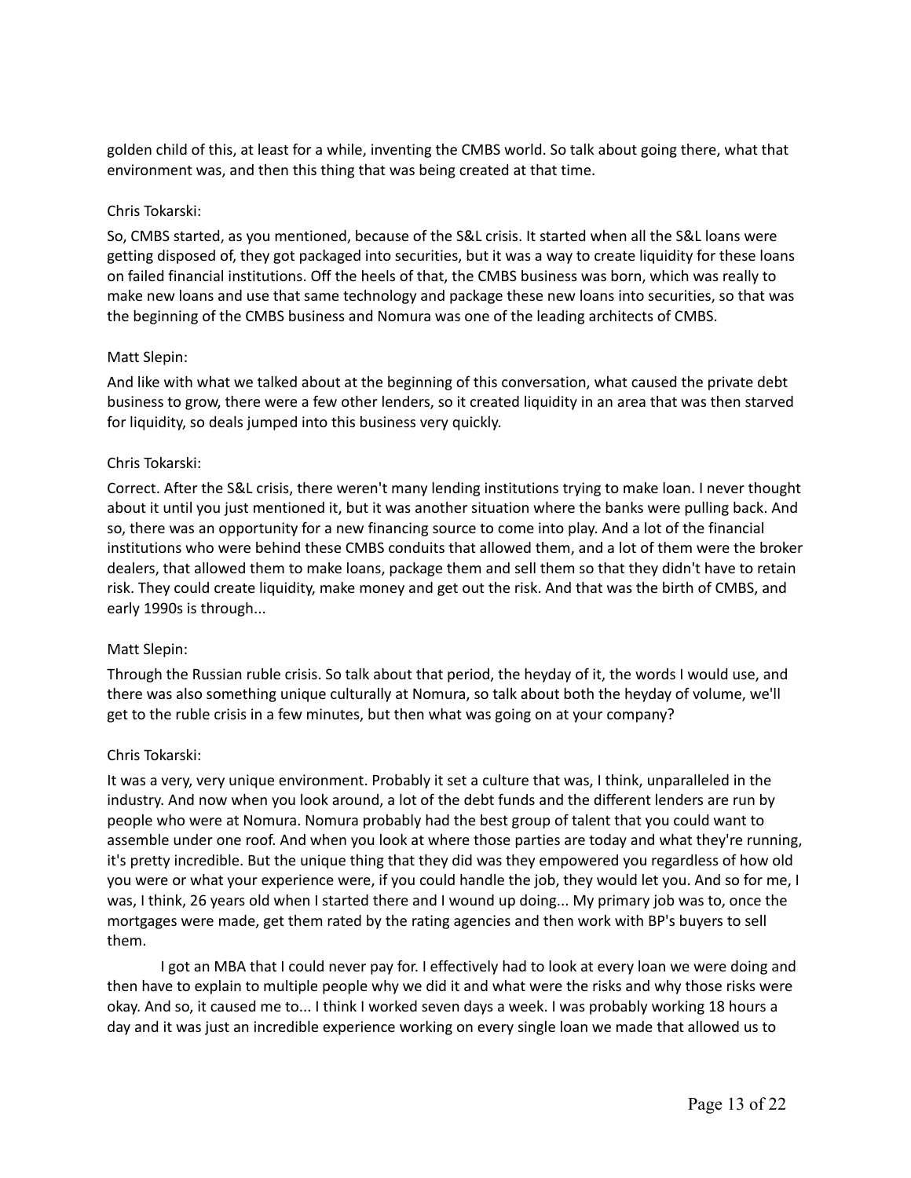golden child of this, at least for a while, inventing the CMBS world. So talk about going there, what that environment was, and then this thing that was being created at that time.

Chris Tokarski:

So, CMBS started, as you mentioned, because of the S&L crisis. It started when all the S&L loans were getting disposed of, they got packaged into securities, but it was a way to create liquidity for these loans on failed financial institutions. Off the heels of that, the CMBS business was born, which was really to make new loans and use that same technology and package these new loans into securities, so that was the beginning of the CMBS business and Nomura was one of the leading architects of CMBS.

Matt Slepin:

And like with what we talked about at the beginning of this conversation, what caused the private debt business to grow, there were a few other lenders, so it created liquidity in an area that was then starved for liquidity, so deals jumped into this business very quickly.

Chris Tokarski:

Correct. After the S&L crisis, there weren't many lending institutions trying to make loan. I never thought about it until you just mentioned it, but it was another situation where the banks were pulling back. And so, there was an opportunity for a new financing source to come into play. And a lot of the financial institutions who were behind these CMBS conduits that allowed them, and a lot of them were the broker dealers, that allowed them to make loans, package them and sell them so that they didn't have to retain risk. They could create liquidity, make money and get out the risk. And that was the birth of CMBS, and early 1990s is through...

Matt Slepin:

Through the Russian ruble crisis. So talk about that period, the heyday of it, the words I would use, and there was also something unique culturally at Nomura, so talk about both the heyday of volume, we'll get to the ruble crisis in a few minutes, but then what was going on at your company?

Chris Tokarski:

It was a very, very unique environment. Probably it set a culture that was, I think, unparalleled in the industry. And now when you look around, a lot of the debt funds and the different lenders are run by people who were at Nomura. Nomura probably had the best group of talent that you could want to assemble under one roof. And when you look at where those parties are today and what they're running, it's pretty incredible. But the unique thing that they did was they empowered you regardless of how old you were or what your experience were, if you could handle the job, they would let you. And so for me, I was, I think, 26 years old when I started there and I wound up doing... My primary job was to, once the mortgages were made, get them rated by the rating agencies and then work with BP's buyers to sell them.

I got an MBA that I could never pay for. I effectively had to look at every loan we were doing and then have to explain to multiple people why we did it and what were the risks and why those risks were okay. And so, it caused me to... I think I worked seven days a week. I was probably working 18 hours a day and it was just an incredible experience working on every single loan we made that allowed us to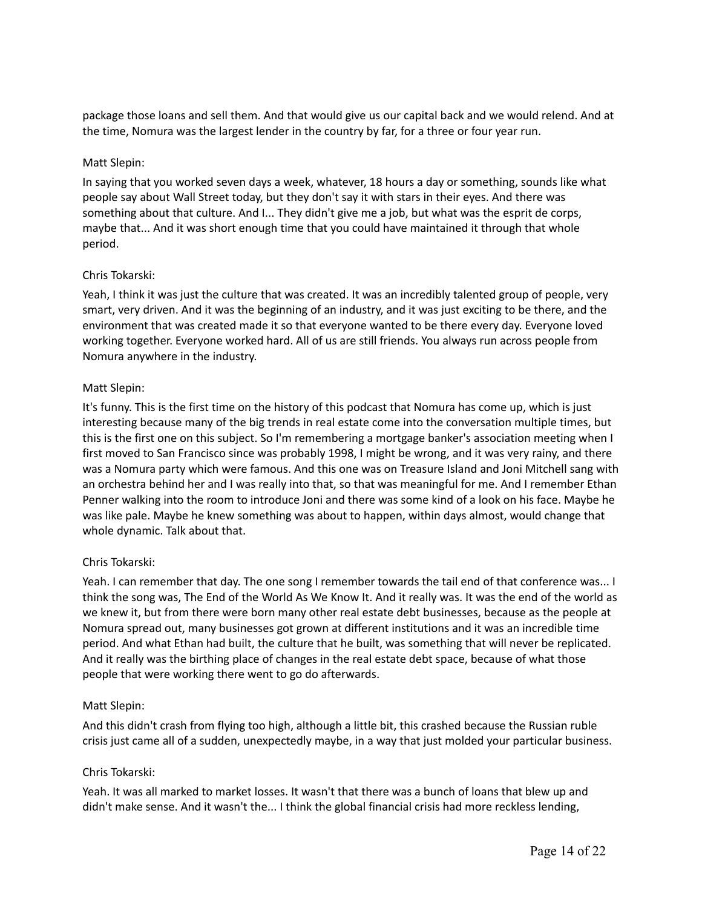package those loans and sell them. And that would give us our capital back and we would relend. And at the time, Nomura was the largest lender in the country by far, for a three or four year run.

Matt Slepin:

In saying that you worked seven days a week, whatever, 18 hours a day or something, sounds like what people say about Wall Street today, but they don't say it with stars in their eyes. And there was something about that culture. And I... They didn't give me a job, but what was the esprit de corps, maybe that... And it was short enough time that you could have maintained it through that whole period.

Chris Tokarski:

Yeah, I think it was just the culture that was created. It was an incredibly talented group of people, very smart, very driven. And it was the beginning of an industry, and it was just exciting to be there, and the environment that was created made it so that everyone wanted to be there every day. Everyone loved working together. Everyone worked hard. All of us are still friends. You always run across people from Nomura anywhere in the industry.

Matt Slepin:

It's funny. This is the first time on the history of this podcast that Nomura has come up, which is just interesting because many of the big trends in real estate come into the conversation multiple times, but this is the first one on this subject. So I'm remembering a mortgage banker's association meeting when I first moved to San Francisco since was probably 1998, I might be wrong, and it was very rainy, and there was a Nomura party which were famous. And this one was on Treasure Island and Joni Mitchell sang with an orchestra behind her and I was really into that, so that was meaningful for me. And I remember Ethan Penner walking into the room to introduce Joni and there was some kind of a look on his face. Maybe he was like pale. Maybe he knew something was about to happen, within days almost, would change that whole dynamic. Talk about that.

Chris Tokarski:

Yeah. I can remember that day. The one song I remember towards the tail end of that conference was... I think the song was, The End of the World As We Know It. And it really was. It was the end of the world as we knew it, but from there were born many other real estate debt businesses, because as the people at Nomura spread out, many businesses got grown at different institutions and it was an incredible time period. And what Ethan had built, the culture that he built, was something that will never be replicated. And it really was the birthing place of changes in the real estate debt space, because of what those people that were working there went to go do afterwards.

Matt Slepin:

And this didn't crash from flying too high, although a little bit, this crashed because the Russian ruble crisis just came all of a sudden, unexpectedly maybe, in a way that just molded your particular business.

Chris Tokarski:

Yeah. It was all marked to market losses. It wasn't that there was a bunch of loans that blew up and didn't make sense. And it wasn't the... I think the global financial crisis had more reckless lending,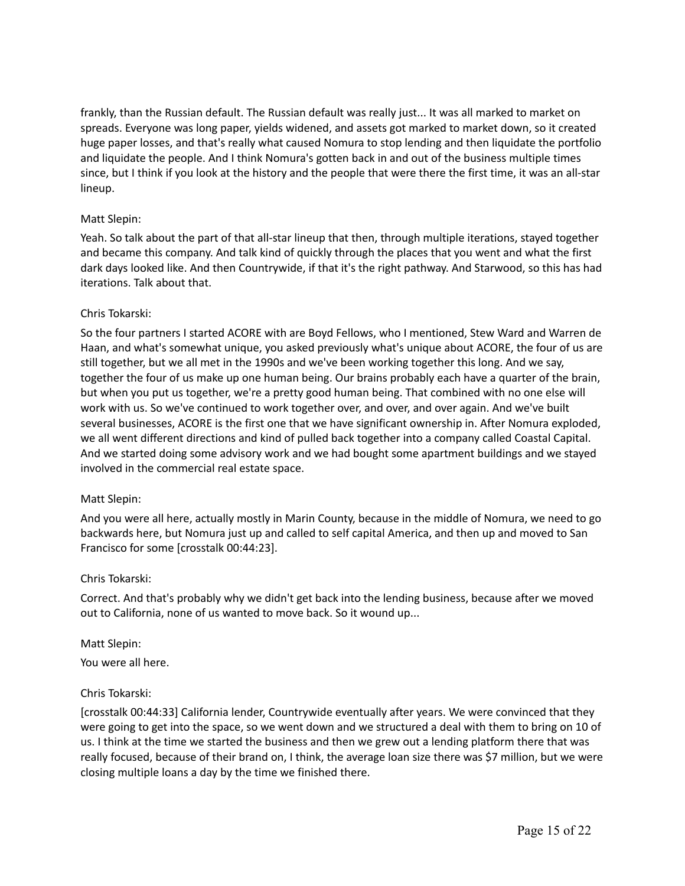frankly, than the Russian default. The Russian default was really just... It was all marked to market on spreads. Everyone was long paper, yields widened, and assets got marked to market down, so it created huge paper losses, and that's really what caused Nomura to stop lending and then liquidate the portfolio and liquidate the people. And I think Nomura's gotten back in and out of the business multiple times since, but I think if you look at the history and the people that were there the first time, it was an all-star lineup.

Matt Slepin:

Yeah. So talk about the part of that all-star lineup that then, through multiple iterations, stayed together and became this company. And talk kind of quickly through the places that you went and what the first dark days looked like. And then Countrywide, if that it's the right pathway. And Starwood, so this has had iterations. Talk about that.

Chris Tokarski:

So the four partners I started ACORE with are Boyd Fellows, who I mentioned, Stew Ward and Warren de Haan, and what's somewhat unique, you asked previously what's unique about ACORE, the four of us are still together, but we all met in the 1990s and we've been working together this long. And we say, together the four of us make up one human being. Our brains probably each have a quarter of the brain, but when you put us together, we're a pretty good human being. That combined with no one else will work with us. So we've continued to work together over, and over, and over again. And we've built several businesses, ACORE is the first one that we have significant ownership in. After Nomura exploded, we all went different directions and kind of pulled back together into a company called Coastal Capital. And we started doing some advisory work and we had bought some apartment buildings and we stayed involved in the commercial real estate space.

Matt Slepin:

And you were all here, actually mostly in Marin County, because in the middle of Nomura, we need to go backwards here, but Nomura just up and called to self capital America, and then up and moved to San Francisco for some [crosstalk 00:44:23].

Chris Tokarski:

Correct. And that's probably why we didn't get back into the lending business, because after we moved out to California, none of us wanted to move back. So it wound up...

Matt Slepin:

You were all here.

Chris Tokarski:

[crosstalk 00:44:33] California lender, Countrywide eventually after years. We were convinced that they were going to get into the space, so we went down and we structured a deal with them to bring on 10 of us. I think at the time we started the business and then we grew out a lending platform there that was really focused, because of their brand on, I think, the average loan size there was $7 million, but we were closing multiple loans a day by the time we finished there.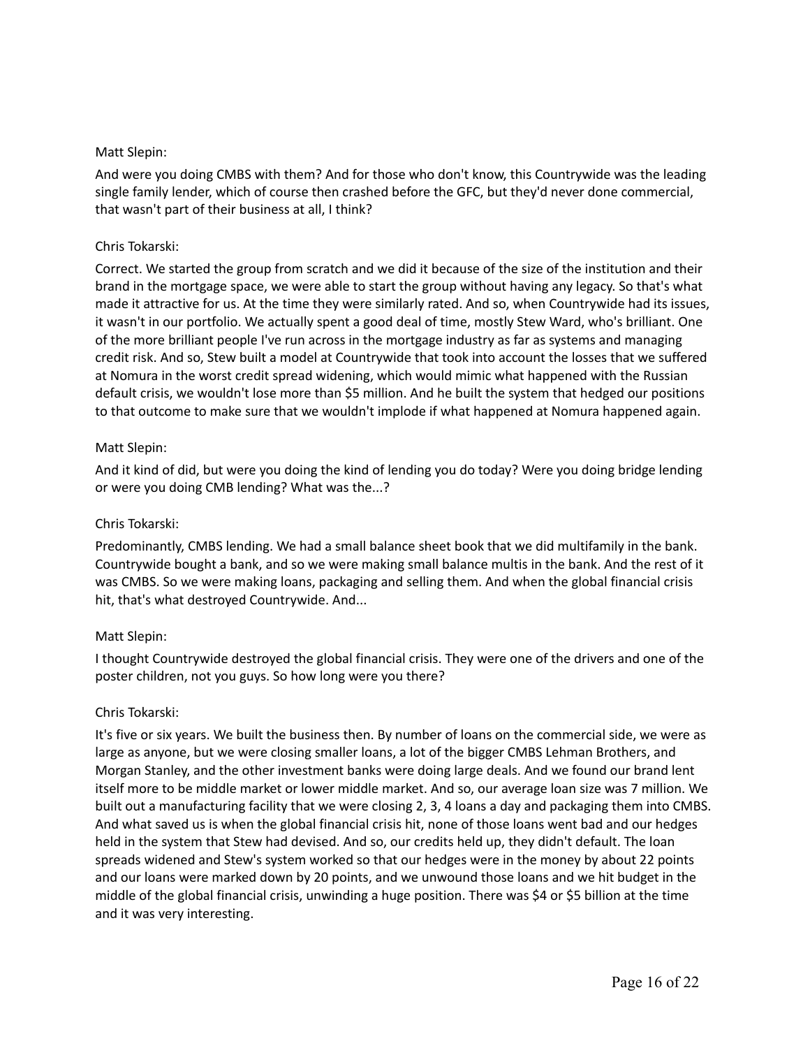Matt Slepin:

And were you doing CMBS with them? And for those who don't know, this Countrywide was the leading single family lender, which of course then crashed before the GFC, but they'd never done commercial, that wasn't part of their business at all, I think?

Chris Tokarski:

Correct. We started the group from scratch and we did it because of the size of the institution and their brand in the mortgage space, we were able to start the group without having any legacy. So that's what made it attractive for us. At the time they were similarly rated. And so, when Countrywide had its issues, it wasn't in our portfolio. We actually spent a good deal of time, mostly Stew Ward, who's brilliant. One of the more brilliant people I've run across in the mortgage industry as far as systems and managing credit risk. And so, Stew built a model at Countrywide that took into account the losses that we suffered at Nomura in the worst credit spread widening, which would mimic what happened with the Russian default crisis, we wouldn't lose more than $5 million. And he built the system that hedged our positions to that outcome to make sure that we wouldn't implode if what happened at Nomura happened again.

Matt Slepin:

And it kind of did, but were you doing the kind of lending you do today? Were you doing bridge lending or were you doing CMB lending? What was the...?

Chris Tokarski:

Predominantly, CMBS lending. We had a small balance sheet book that we did multifamily in the bank. Countrywide bought a bank, and so we were making small balance multis in the bank. And the rest of it was CMBS. So we were making loans, packaging and selling them. And when the global financial crisis hit, that's what destroyed Countrywide. And...

Matt Slepin:

I thought Countrywide destroyed the global financial crisis. They were one of the drivers and one of the poster children, not you guys. So how long were you there?

Chris Tokarski:

It's five or six years. We built the business then. By number of loans on the commercial side, we were as large as anyone, but we were closing smaller loans, a lot of the bigger CMBS Lehman Brothers, and Morgan Stanley, and the other investment banks were doing large deals. And we found our brand lent itself more to be middle market or lower middle market. And so, our average loan size was 7 million. We built out a manufacturing facility that we were closing 2, 3, 4 loans a day and packaging them into CMBS. And what saved us is when the global financial crisis hit, none of those loans went bad and our hedges held in the system that Stew had devised. And so, our credits held up, they didn't default. The loan spreads widened and Stew's system worked so that our hedges were in the money by about 22 points and our loans were marked down by 20 points, and we unwound those loans and we hit budget in the middle of the global financial crisis, unwinding a huge position. There was $4 or $5 billion at the time and it was very interesting.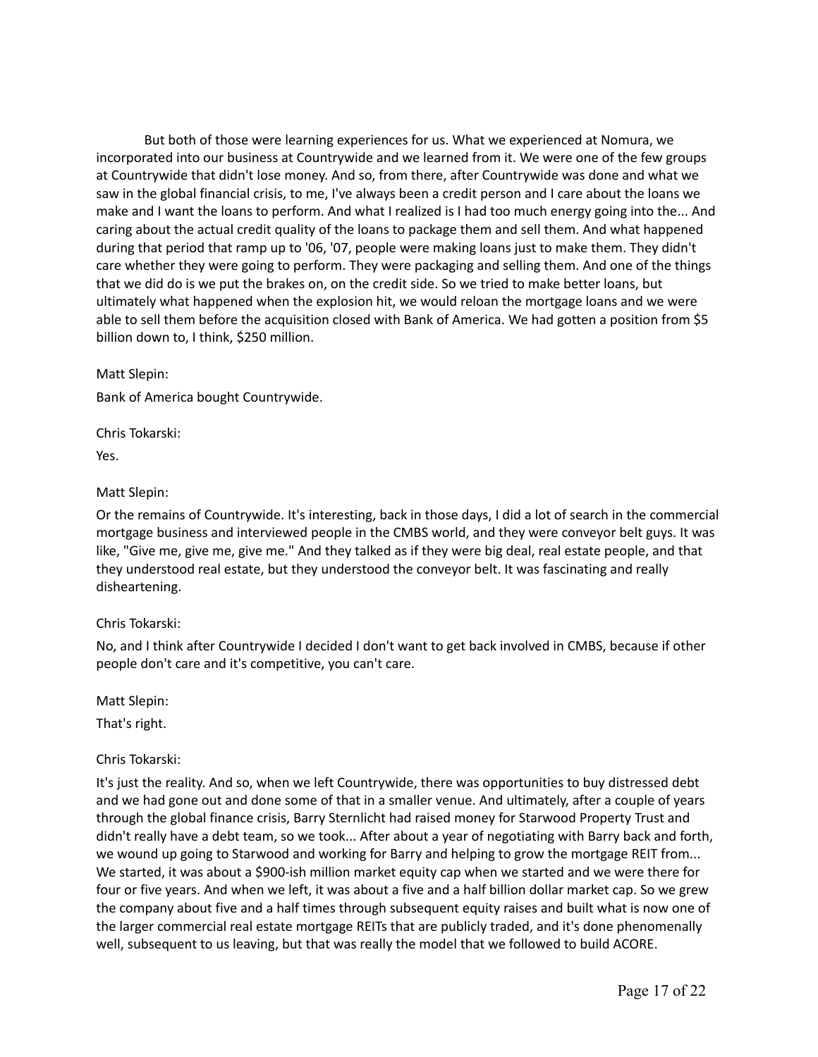But both of those were learning experiences for us. What we experienced at Nomura, we incorporated into our business at Countrywide and we learned from it. We were one of the few groups at Countrywide that didn't lose money. And so, from there, after Countrywide was done and what we saw in the global financial crisis, to me, I've always been a credit person and I care about the loans we make and I want the loans to perform. And what I realized is I had too much energy going into the... And caring about the actual credit quality of the loans to package them and sell them. And what happened during that period that ramp up to '06, '07, people were making loans just to make them. They didn't care whether they were going to perform. They were packaging and selling them. And one of the things that we did do is we put the brakes on, on the credit side. So we tried to make better loans, but ultimately what happened when the explosion hit, we would reloan the mortgage loans and we were able to sell them before the acquisition closed with Bank of America. We had gotten a position from $5 billion down to, I think, $250 million.

Matt Slepin:

Bank of America bought Countrywide.

Chris Tokarski:

Yes.

Matt Slepin:

Or the remains of Countrywide. It's interesting, back in those days, I did a lot of search in the commercial mortgage business and interviewed people in the CMBS world, and they were conveyor belt guys. It was like, "Give me, give me, give me." And they talked as if they were big deal, real estate people, and that they understood real estate, but they understood the conveyor belt. It was fascinating and really disheartening.

Chris Tokarski:

No, and I think after Countrywide I decided I don't want to get back involved in CMBS, because if other people don't care and it's competitive, you can't care.

Matt Slepin:

That's right.

Chris Tokarski:

It's just the reality. And so, when we left Countrywide, there was opportunities to buy distressed debt and we had gone out and done some of that in a smaller venue. And ultimately, after a couple of years through the global finance crisis, Barry Sternlicht had raised money for Starwood Property Trust and didn't really have a debt team, so we took... After about a year of negotiating with Barry back and forth, we wound up going to Starwood and working for Barry and helping to grow the mortgage REIT from... We started, it was about a $900-ish million market equity cap when we started and we were there for four or five years. And when we left, it was about a five and a half billion dollar market cap. So we grew the company about five and a half times through subsequent equity raises and built what is now one of the larger commercial real estate mortgage REITs that are publicly traded, and it's done phenomenally well, subsequent to us leaving, but that was really the model that we followed to build ACORE.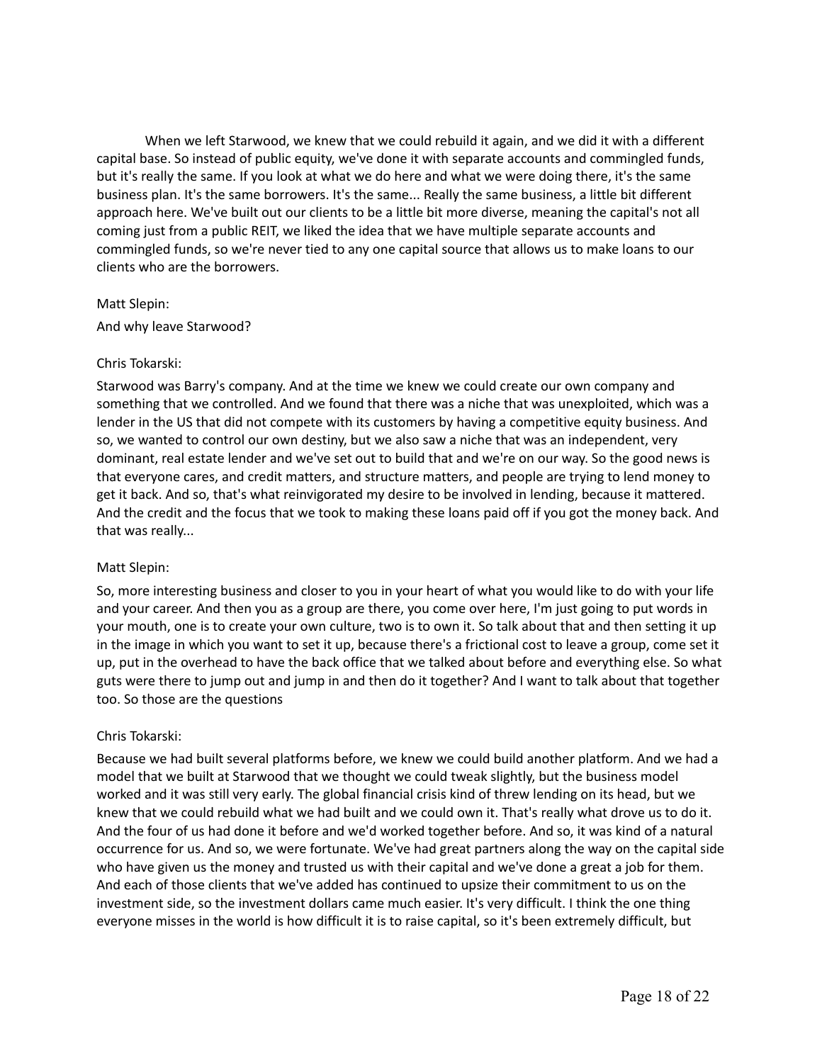When we left Starwood, we knew that we could rebuild it again, and we did it with a different capital base. So instead of public equity, we've done it with separate accounts and commingled funds, but it's really the same. If you look at what we do here and what we were doing there, it's the same business plan. It's the same borrowers. It's the same... Really the same business, a little bit different approach here. We've built out our clients to be a little bit more diverse, meaning the capital's not all coming just from a public REIT, we liked the idea that we have multiple separate accounts and commingled funds, so we're never tied to any one capital source that allows us to make loans to our clients who are the borrowers.

Matt Slepin:

And why leave Starwood?

Chris Tokarski:

Starwood was Barry's company. And at the time we knew we could create our own company and something that we controlled. And we found that there was a niche that was unexploited, which was a lender in the US that did not compete with its customers by having a competitive equity business. And so, we wanted to control our own destiny, but we also saw a niche that was an independent, very dominant, real estate lender and we've set out to build that and we're on our way. So the good news is that everyone cares, and credit matters, and structure matters, and people are trying to lend money to get it back. And so, that's what reinvigorated my desire to be involved in lending, because it mattered. And the credit and the focus that we took to making these loans paid off if you got the money back. And that was really...

Matt Slepin:

So, more interesting business and closer to you in your heart of what you would like to do with your life and your career. And then you as a group are there, you come over here, I'm just going to put words in your mouth, one is to create your own culture, two is to own it. So talk about that and then setting it up in the image in which you want to set it up, because there's a frictional cost to leave a group, come set it up, put in the overhead to have the back office that we talked about before and everything else. So what guts were there to jump out and jump in and then do it together? And I want to talk about that together too. So those are the questions

Chris Tokarski:

Because we had built several platforms before, we knew we could build another platform. And we had a model that we built at Starwood that we thought we could tweak slightly, but the business model worked and it was still very early. The global financial crisis kind of threw lending on its head, but we knew that we could rebuild what we had built and we could own it. That's really what drove us to do it. And the four of us had done it before and we'd worked together before. And so, it was kind of a natural occurrence for us. And so, we were fortunate. We've had great partners along the way on the capital side who have given us the money and trusted us with their capital and we've done a great a job for them. And each of those clients that we've added has continued to upsize their commitment to us on the investment side, so the investment dollars came much easier. It's very difficult. I think the one thing everyone misses in the world is how difficult it is to raise capital, so it's been extremely difficult, but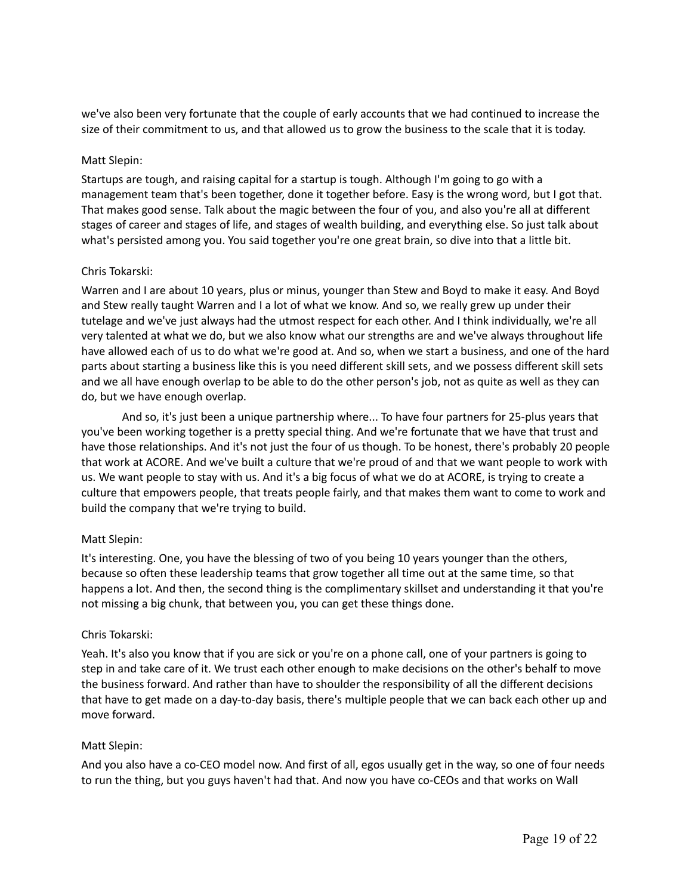we've also been very fortunate that the couple of early accounts that we had continued to increase the size of their commitment to us, and that allowed us to grow the business to the scale that it is today.

Matt Slepin:

Startups are tough, and raising capital for a startup is tough. Although I'm going to go with a management team that's been together, done it together before. Easy is the wrong word, but I got that. That makes good sense. Talk about the magic between the four of you, and also you're all at different stages of career and stages of life, and stages of wealth building, and everything else. So just talk about what's persisted among you. You said together you're one great brain, so dive into that a little bit.

Chris Tokarski:

Warren and I are about 10 years, plus or minus, younger than Stew and Boyd to make it easy. And Boyd and Stew really taught Warren and I a lot of what we know. And so, we really grew up under their tutelage and we've just always had the utmost respect for each other. And I think individually, we're all very talented at what we do, but we also know what our strengths are and we've always throughout life have allowed each of us to do what we're good at. And so, when we start a business, and one of the hard parts about starting a business like this is you need different skill sets, and we possess different skill sets and we all have enough overlap to be able to do the other person's job, not as quite as well as they can do, but we have enough overlap.

And so, it's just been a unique partnership where... To have four partners for 25-plus years that you've been working together is a pretty special thing. And we're fortunate that we have that trust and have those relationships. And it's not just the four of us though. To be honest, there's probably 20 people that work at ACORE. And we've built a culture that we're proud of and that we want people to work with us. We want people to stay with us. And it's a big focus of what we do at ACORE, is trying to create a culture that empowers people, that treats people fairly, and that makes them want to come to work and build the company that we're trying to build.

Matt Slepin:

It's interesting. One, you have the blessing of two of you being 10 years younger than the others, because so often these leadership teams that grow together all time out at the same time, so that happens a lot. And then, the second thing is the complimentary skillset and understanding it that you're not missing a big chunk, that between you, you can get these things done.

Chris Tokarski:

Yeah. It's also you know that if you are sick or you're on a phone call, one of your partners is going to step in and take care of it. We trust each other enough to make decisions on the other's behalf to move the business forward. And rather than have to shoulder the responsibility of all the different decisions that have to get made on a day-to-day basis, there's multiple people that we can back each other up and move forward.

Matt Slepin:

And you also have a co-CEO model now. And first of all, egos usually get in the way, so one of four needs to run the thing, but you guys haven't had that. And now you have co-CEOs and that works on Wall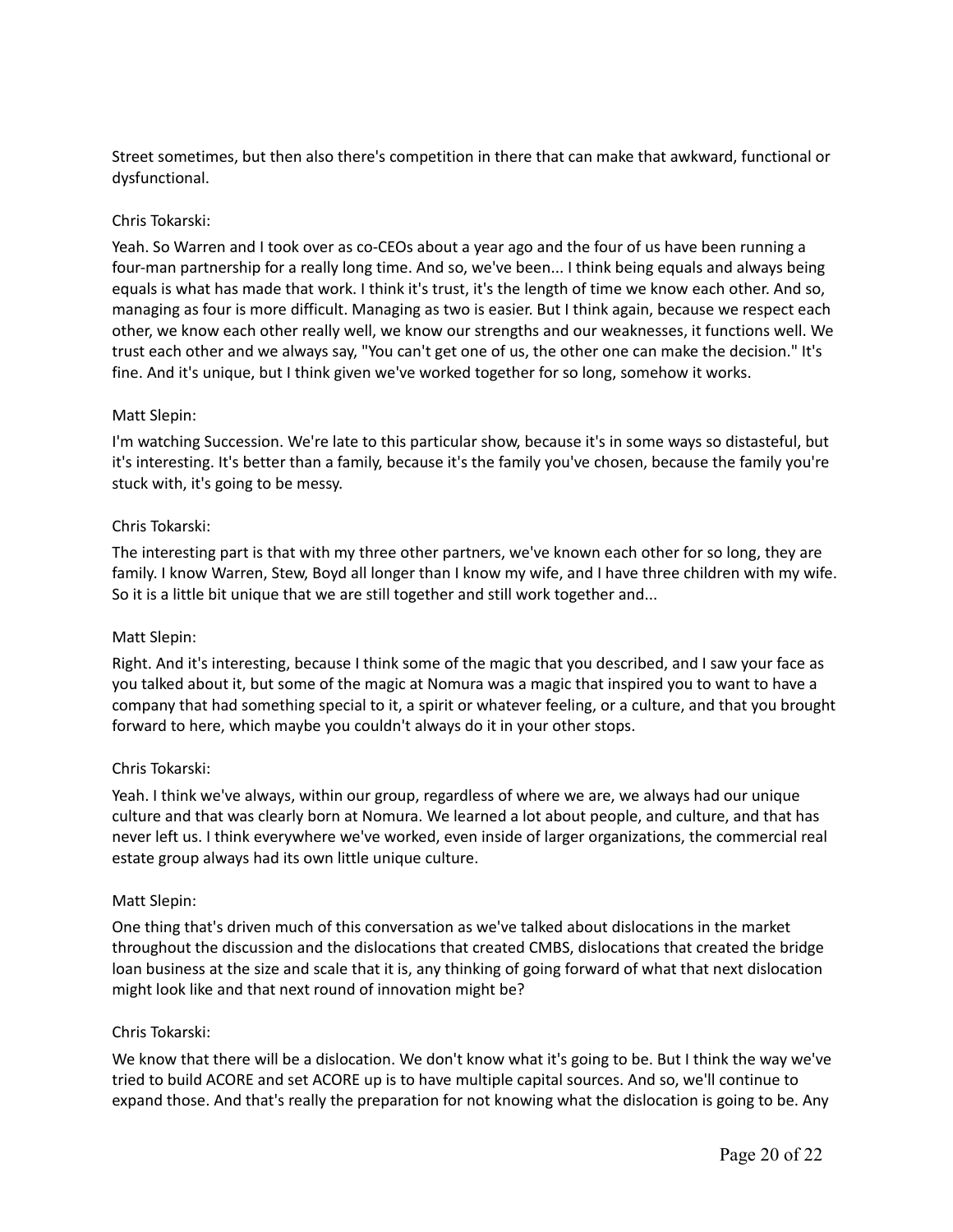Street sometimes, but then also there's competition in there that can make that awkward, functional or dysfunctional.

Chris Tokarski:

Yeah. So Warren and I took over as co-CEOs about a year ago and the four of us have been running a four-man partnership for a really long time. And so, we've been... I think being equals and always being equals is what has made that work. I think it's trust, it's the length of time we know each other. And so, managing as four is more difficult. Managing as two is easier. But I think again, because we respect each other, we know each other really well, we know our strengths and our weaknesses, it functions well. We trust each other and we always say, "You can't get one of us, the other one can make the decision." It's fine. And it's unique, but I think given we've worked together for so long, somehow it works.

Matt Slepin:

I'm watching Succession. We're late to this particular show, because it's in some ways so distasteful, but it's interesting. It's better than a family, because it's the family you've chosen, because the family you're stuck with, it's going to be messy.

Chris Tokarski:

The interesting part is that with my three other partners, we've known each other for so long, they are family. I know Warren, Stew, Boyd all longer than I know my wife, and I have three children with my wife. So it is a little bit unique that we are still together and still work together and...

Matt Slepin:

Right. And it's interesting, because I think some of the magic that you described, and I saw your face as you talked about it, but some of the magic at Nomura was a magic that inspired you to want to have a company that had something special to it, a spirit or whatever feeling, or a culture, and that you brought forward to here, which maybe you couldn't always do it in your other stops.

Chris Tokarski:

Yeah. I think we've always, within our group, regardless of where we are, we always had our unique culture and that was clearly born at Nomura. We learned a lot about people, and culture, and that has never left us. I think everywhere we've worked, even inside of larger organizations, the commercial real estate group always had its own little unique culture.

Matt Slepin:

One thing that's driven much of this conversation as we've talked about dislocations in the market throughout the discussion and the dislocations that created CMBS, dislocations that created the bridge loan business at the size and scale that it is, any thinking of going forward of what that next dislocation might look like and that next round of innovation might be?

Chris Tokarski:

We know that there will be a dislocation. We don't know what it's going to be. But I think the way we've tried to build ACORE and set ACORE up is to have multiple capital sources. And so, we'll continue to expand those. And that's really the preparation for not knowing what the dislocation is going to be. Any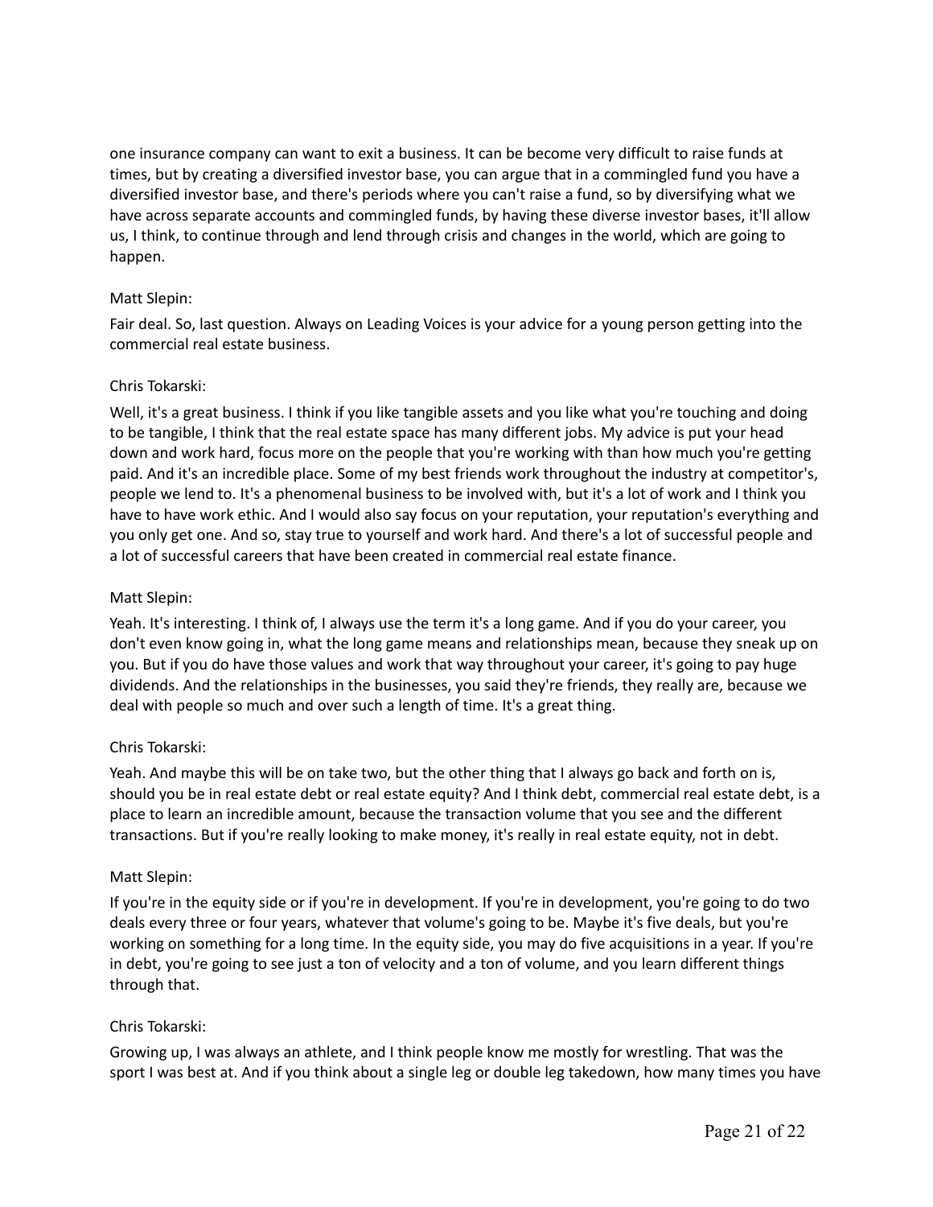one insurance company can want to exit a business. It can be become very difficult to raise funds at times, but by creating a diversified investor base, you can argue that in a commingled fund you have a diversified investor base, and there's periods where you can't raise a fund, so by diversifying what we have across separate accounts and commingled funds, by having these diverse investor bases, it'll allow us, I think, to continue through and lend through crisis and changes in the world, which are going to happen.

Matt Slepin:

Fair deal. So, last question. Always on Leading Voices is your advice for a young person getting into the commercial real estate business.

Chris Tokarski:

Well, it's a great business. I think if you like tangible assets and you like what you're touching and doing to be tangible, I think that the real estate space has many different jobs. My advice is put your head down and work hard, focus more on the people that you're working with than how much you're getting paid. And it's an incredible place. Some of my best friends work throughout the industry at competitor's, people we lend to. It's a phenomenal business to be involved with, but it's a lot of work and I think you have to have work ethic. And I would also say focus on your reputation, your reputation's everything and you only get one. And so, stay true to yourself and work hard. And there's a lot of successful people and a lot of successful careers that have been created in commercial real estate finance.

Matt Slepin:

Yeah. It's interesting. I think of, I always use the term it's a long game. And if you do your career, you don't even know going in, what the long game means and relationships mean, because they sneak up on you. But if you do have those values and work that way throughout your career, it's going to pay huge dividends. And the relationships in the businesses, you said they're friends, they really are, because we deal with people so much and over such a length of time. It's a great thing.

Chris Tokarski:

Yeah. And maybe this will be on take two, but the other thing that I always go back and forth on is, should you be in real estate debt or real estate equity? And I think debt, commercial real estate debt, is a place to learn an incredible amount, because the transaction volume that you see and the different transactions. But if you're really looking to make money, it's really in real estate equity, not in debt.

Matt Slepin:

If you're in the equity side or if you're in development. If you're in development, you're going to do two deals every three or four years, whatever that volume's going to be. Maybe it's five deals, but you're working on something for a long time. In the equity side, you may do five acquisitions in a year. If you're in debt, you're going to see just a ton of velocity and a ton of volume, and you learn different things through that.

Chris Tokarski:

Growing up, I was always an athlete, and I think people know me mostly for wrestling. That was the sport I was best at. And if you think about a single leg or double leg takedown, how many times you have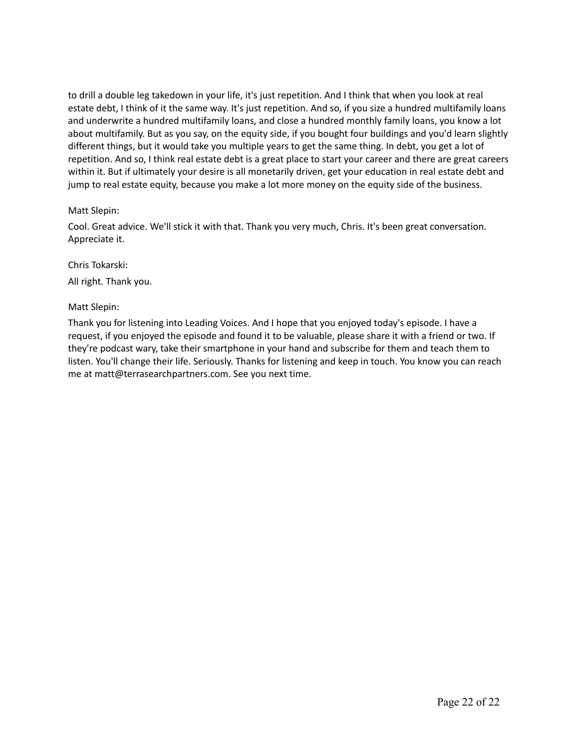to drill a double leg takedown in your life, it's just repetition. And I think that when you look at real estate debt, I think of it the same way. It's just repetition. And so, if you size a hundred multifamily loans and underwrite a hundred multifamily loans, and close a hundred monthly family loans, you know a lot about multifamily. But as you say, on the equity side, if you bought four buildings and you'd learn slightly different things, but it would take you multiple years to get the same thing. In debt, you get a lot of repetition. And so, I think real estate debt is a great place to start your career and there are great careers within it. But if ultimately your desire is all monetarily driven, get your education in real estate debt and jump to real estate equity, because you make a lot more money on the equity side of the business.

Matt Slepin:

Cool. Great advice. We'll stick it with that. Thank you very much, Chris. It's been great conversation. Appreciate it.

Chris Tokarski:

All right. Thank you.

Matt Slepin:

Thank you for listening into Leading Voices. And I hope that you enjoyed today's episode. I have a request, if you enjoyed the episode and found it to be valuable, please share it with a friend or two. If they're podcast wary, take their smartphone in your hand and subscribe for them and teach them to listen. You'll change their life. Seriously. Thanks for listening and keep in touch. You know you can reach me at matt@terrasearchpartners.com. See you next time.